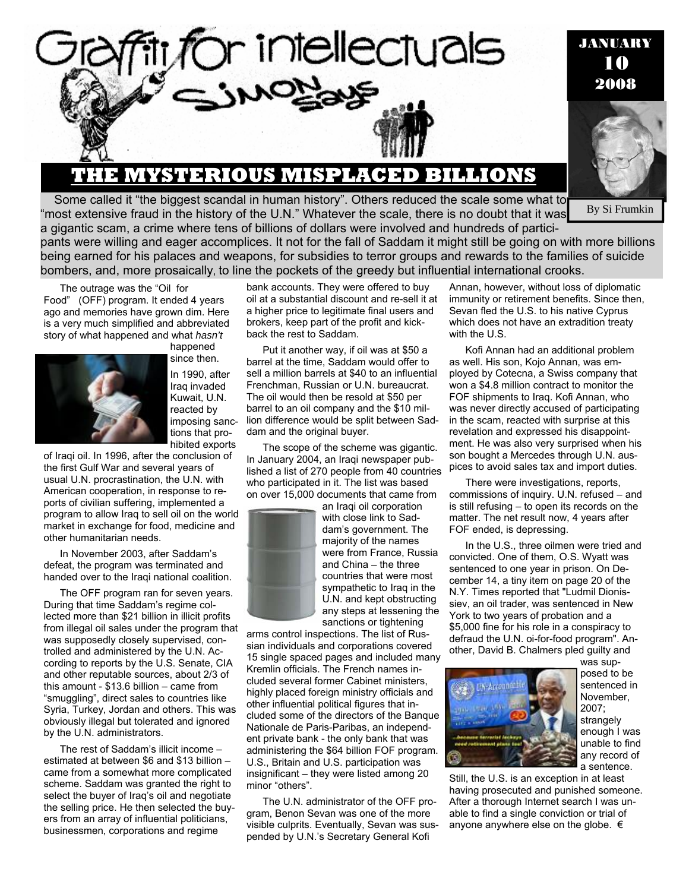# Graffiti for intellectuals

## Simon Says

JANUARY 10 2008

By Si Frumkin

## THE MYSTERIOUS MISPLACED BILLIONS

Some called it "the biggest scandal in human history". Others reduced the scale some what to "most extensive fraud in the history of the U.N." Whatever the scale, there is no doubt that it was a gigantic scam, a crime where tens of billions of dollars were involved and hundreds of participants were willing and eager accomplices. It not for the fall of Saddam it might still be going on with more billions being earned for his palaces and weapons, for subsidies to terror groups and rewards to the families of suicide bombers, and, more prosaically, to line the pockets of the greedy but influential international crooks.

The outrage was the "Oil for Food" (OFF) program. It ended 4 years ago and memories have grown dim. Here is a very much simplified and abbreviated story of what happened and what *hasn't* happened since then.

In 1990, after Iraq invaded Kuwait, U.N. reacted by imposing sanctions that prohibited exports of Iraqi oil. In 1996, after the conclusion of the first Gulf War and several years of usual U.N. procrastination, the U.N. with American cooperation, in response to reports of civilian suffering, implemented a program to allow Iraq to sell oil on the world market in exchange for food, medicine and other humanitarian needs.

In November 2003, after Saddam's defeat, the program was terminated and handed over to the Iraqi national coalition.

The OFF program ran for seven years. During that time Saddam's regime collected more than $21 billion in illicit profits from illegal oil sales under the program that was supposedly closely supervised, controlled and administered by the U.N. According to reports by the U.S. Senate, CIA and other reputable sources, about 2/3 of this amount - $13.6 billion – came from "smuggling", direct sales to countries like Syria, Turkey, Jordan and others. This was obviously illegal but tolerated and ignored by the U.N. administrators.

The rest of Saddam's illicit income – estimated at between $6 and $13 billion – came from a somewhat more complicated scheme. Saddam was granted the right to select the buyer of Iraq's oil and negotiate the selling price. He then selected the buyers from an array of influential politicians, businessmen, corporations and regime bank accounts. They were offered to buy oil at a substantial discount and re-sell it at a higher price to legitimate final users and brokers, keep part of the profit and kickback the rest to Saddam.

Put it another way, if oil was at $50 a barrel at the time, Saddam would offer to sell a million barrels at $40 to an influential Frenchman, Russian or U.N. bureaucrat. The oil would then be resold at $50 per barrel to an oil company and the $10 million difference would be split between Saddam and the original buyer.

The scope of the scheme was gigantic. In January 2004, an Iraqi newspaper published a list of 270 people from 40 countries who participated in it. The list was based on over 15,000 documents that came from an Iraqi oil corporation with close link to Saddam's government. The majority of the names were from France, Russia and China – the three countries that were most sympathetic to Iraq in the U.N. and kept obstructing any steps at lessening the sanctions or tightening arms control inspections. The list of Russian individuals and corporations covered 15 single spaced pages and included many Kremlin officials. The French names included several former Cabinet ministers, highly placed foreign ministry officials and other influential political figures that included some of the directors of the Banque Nationale de Paris-Paribas, an independent private bank - the only bank that was administering the $64 billion FOF program. U.S., Britain and U.S. participation was insignificant – they were listed among 20 minor "others".

The U.N. administrator of the OFF program, Benon Sevan was one of the more visible culprits. Eventually, Sevan was suspended by U.N.'s Secretary General Kofi Annan, however, without loss of diplomatic immunity or retirement benefits. Since then, Sevan fled the U.S. to his native Cyprus which does not have an extradition treaty with the U.S.

Kofi Annan had an additional problem as well. His son, Kojo Annan, was employed by Cotecna, a Swiss company that won a $4.8 million contract to monitor the FOF shipments to Iraq. Kofi Annan, who was never directly accused of participating in the scam, reacted with surprise at this revelation and expressed his disappointment. He was also very surprised when his son bought a Mercedes through U.N. auspices to avoid sales tax and import duties.

There were investigations, reports, commissions of inquiry. U.N. refused – and is still refusing – to open its records on the matter. The net result now, 4 years after FOF ended, is depressing.

In the U.S., three oilmen were tried and convicted. One of them, O.S. Wyatt was sentenced to one year in prison. On December 14, a tiny item on page 20 of the N.Y. Times reported that "Ludmil Dionissiev, an oil trader, was sentenced in New York to two years of probation and a $5,000 fine for his role in a conspiracy to defraud the U.N. oi-for-food program". Another, David B. Chalmers pled guilty and was supposed to be sentenced in November, 2007; strangely enough I was unable to find any record of a sentence.

Still, the U.S. is an exception in at least having prosecuted and punished someone. After a thorough Internet search I was unable to find a single conviction or trial of anyone anywhere else on the globe. €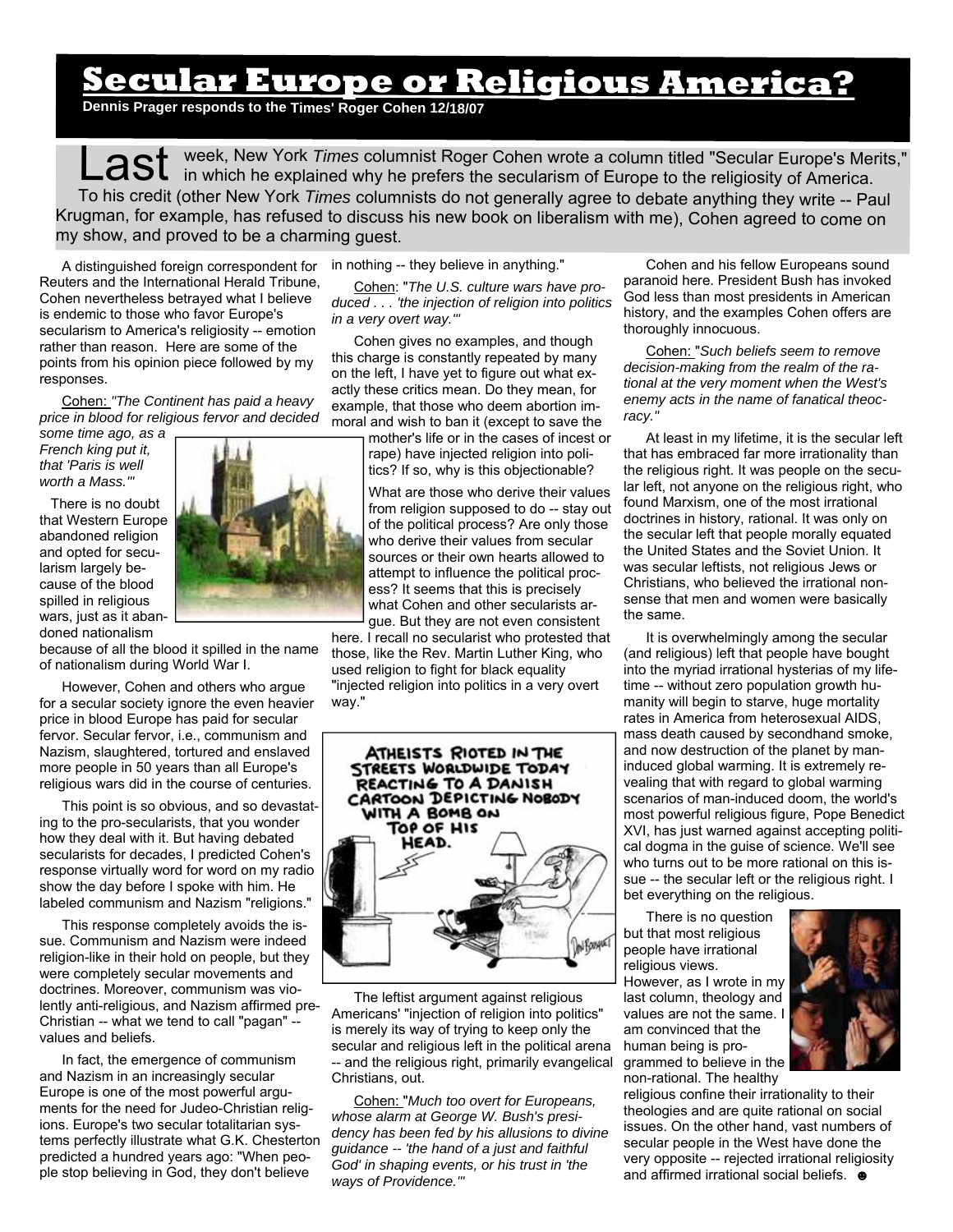# Secular Europe or Religious America?

**Dennis Prager responds to the Times' Roger Cohen 12/18/07**

Last week, New York *Times* columnist Roger Cohen wrote a column titled "Secular Europe's Merits," in which he explained why he prefers the secularism of Europe to the religiosity of America.

To his credit (other New York *Times* columnists do not generally agree to debate anything they write -- Paul Krugman, for example, has refused to discuss his new book on liberalism with me), Cohen agreed to come on my show, and proved to be a charming guest.

A distinguished foreign correspondent for Reuters and the International Herald Tribune, Cohen nevertheless betrayed what I believe is endemic to those who favor Europe's secularism to America's religiosity -- emotion rather than reason. Here are some of the points from his opinion piece followed by my responses.

Cohen: *"The Continent has paid a heavy price in blood for religious fervor and decided some time ago, as a French king put it, that 'Paris is well worth a Mass.'"*

There is no doubt that Western Europe abandoned religion and opted for secularism largely because of the blood spilled in religious wars, just as it abandoned nationalism because of all the blood it spilled in the name of nationalism during World War I.

However, Cohen and others who argue for a secular society ignore the even heavier price in blood Europe has paid for secular fervor. Secular fervor, i.e., communism and Nazism, slaughtered, tortured and enslaved more people in 50 years than all Europe's religious wars did in the course of centuries.

This point is so obvious, and so devastating to the pro-secularists, that you wonder how they deal with it. But having debated secularists for decades, I predicted Cohen's response virtually word for word on my radio show the day before I spoke with him. He labeled communism and Nazism "religions."

This response completely avoids the issue. Communism and Nazism were indeed religion-like in their hold on people, but they were completely secular movements and doctrines. Moreover, communism was violently anti-religious, and Nazism affirmed pre-Christian -- what we tend to call "pagan" -- values and beliefs.

In fact, the emergence of communism and Nazism in an increasingly secular Europe is one of the most powerful arguments for the need for Judeo-Christian religions. Europe's two secular totalitarian systems perfectly illustrate what G.K. Chesterton predicted a hundred years ago: "When people stop believing in God, they don't believe in nothing -- they believe in anything."

Cohen: "*The U.S. culture wars have produced . . . 'the injection of religion into politics in a very overt way.'*"

Cohen gives no examples, and though this charge is constantly repeated by many on the left, I have yet to figure out what exactly these critics mean. Do they mean, for example, that those who deem abortion immoral and wish to ban it (except to save the mother's life or in the cases of incest or rape) have injected religion into politics? If so, why is this objectionable?

What are those who derive their values from religion supposed to do -- stay out of the political process? Are only those who derive their values from secular sources or their own hearts allowed to attempt to influence the political process? It seems that this is precisely what Cohen and other secularists argue. But they are not even consistent here. I recall no secularist who protested that those, like the Rev. Martin Luther King, who used religion to fight for black equality "injected religion into politics in a very overt way."

The leftist argument against religious Americans' "injection of religion into politics" is merely its way of trying to keep only the secular and religious left in the political arena -- and the religious right, primarily evangelical Christians, out.

Cohen: "*Much too overt for Europeans, whose alarm at George W. Bush's presidency has been fed by his allusions to divine guidance -- 'the hand of a just and faithful God' in shaping events, or his trust in 'the ways of Providence.'*"

Cohen and his fellow Europeans sound paranoid here. President Bush has invoked God less than most presidents in American history, and the examples Cohen offers are thoroughly innocuous.

Cohen: "*Such beliefs seem to remove decision-making from the realm of the rational at the very moment when the West's enemy acts in the name of fanatical theocracy.*"

At least in my lifetime, it is the secular left that has embraced far more irrationality than the religious right. It was people on the secular left, not anyone on the religious right, who found Marxism, one of the most irrational doctrines in history, rational. It was only on the secular left that people morally equated the United States and the Soviet Union. It was secular leftists, not religious Jews or Christians, who believed the irrational nonsense that men and women were basically the same.

It is overwhelmingly among the secular (and religious) left that people have bought into the myriad irrational hysterias of my lifetime -- without zero population growth humanity will begin to starve, huge mortality rates in America from heterosexual AIDS, mass death caused by secondhand smoke, and now destruction of the planet by man-induced global warming. It is extremely revealing that with regard to global warming scenarios of man-induced doom, the world's most powerful religious figure, Pope Benedict XVI, has just warned against accepting political dogma in the guise of science. We'll see who turns out to be more rational on this issue -- the secular left or the religious right. I bet everything on the religious.

There is no question but that most religious people have irrational religious views. However, as I wrote in my last column, theology and values are not the same. I am convinced that the human being is programmed to believe in the non-rational. The healthy religious confine their irrationality to their theologies and are quite rational on social issues. On the other hand, vast numbers of secular people in the West have done the very opposite -- rejected irrational religiosity and affirmed irrational social beliefs. ☻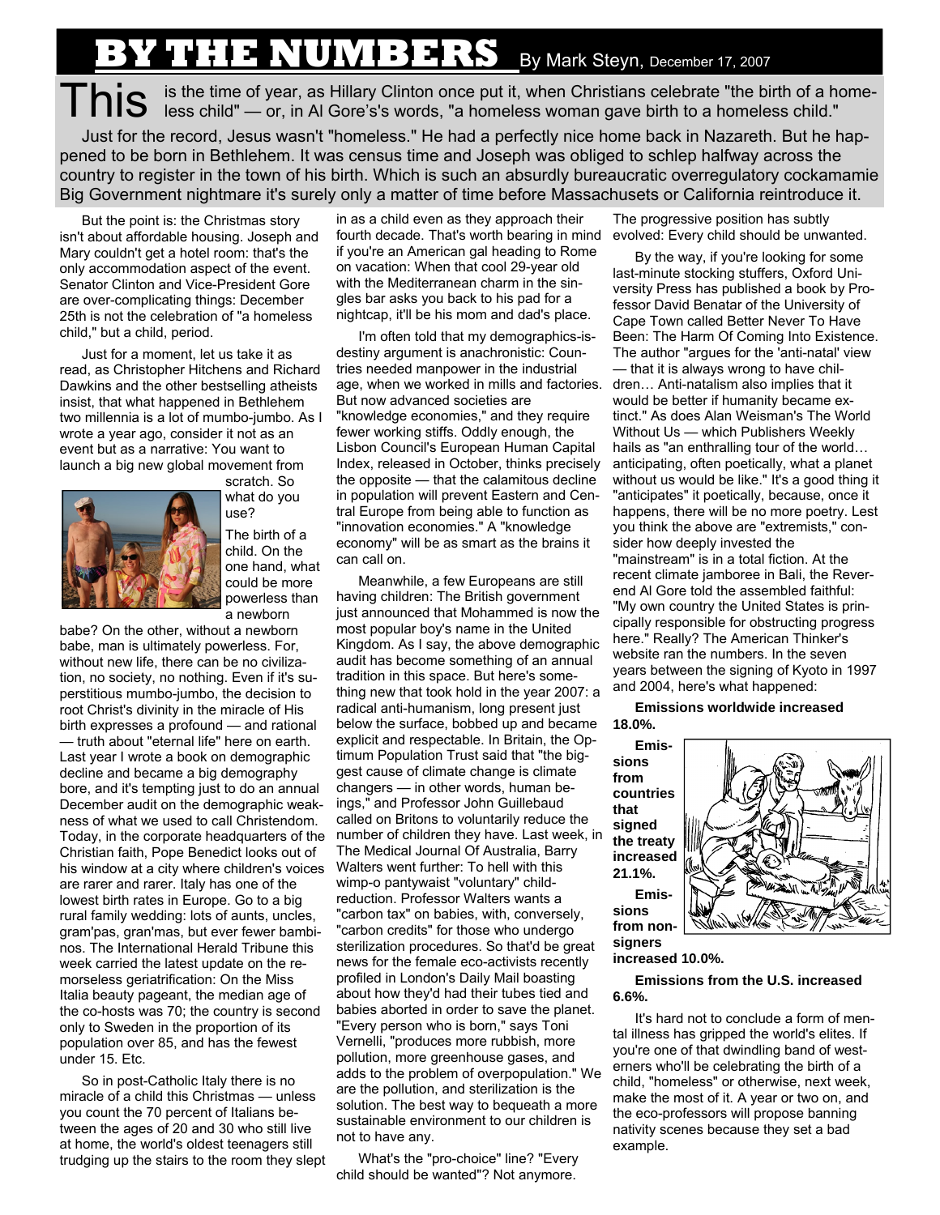# BY THE NUMBERS

By Mark Steyn, December 17, 2007

This is the time of year, as Hillary Clinton once put it, when Christians celebrate "the birth of a homeless child" — or, in Al Gore's's words, "a homeless woman gave birth to a homeless child."

Just for the record, Jesus wasn't "homeless." He had a perfectly nice home back in Nazareth. But he happened to be born in Bethlehem. It was census time and Joseph was obliged to schlep halfway across the country to register in the town of his birth. Which is such an absurdly bureaucratic overregulatory cockamamie Big Government nightmare it's surely only a matter of time before Massachusets or California reintroduce it.

But the point is: the Christmas story isn't about affordable housing. Joseph and Mary couldn't get a hotel room: that's the only accommodation aspect of the event. Senator Clinton and Vice-President Gore are over-complicating things: December 25th is not the celebration of "a homeless child," but a child, period.

Just for a moment, let us take it as read, as Christopher Hitchens and Richard Dawkins and the other bestselling atheists insist, that what happened in Bethlehem two millennia is a lot of mumbo-jumbo. As I wrote a year ago, consider it not as an event but as a narrative: You want to launch a big new global movement from scratch. So what do you use?

The birth of a child. On the one hand, what could be more powerless than a newborn babe? On the other, without a newborn babe, man is ultimately powerless. For, without new life, there can be no civilization, no society, no nothing. Even if it's superstitious mumbo-jumbo, the decision to root Christ's divinity in the miracle of His birth expresses a profound — and rational — truth about "eternal life" here on earth. Last year I wrote a book on demographic decline and became a big demography bore, and it's tempting just to do an annual December audit on the demographic weakness of what we used to call Christendom. Today, in the corporate headquarters of the Christian faith, Pope Benedict looks out of his window at a city where children's voices are rarer and rarer. Italy has one of the lowest birth rates in Europe. Go to a big rural family wedding: lots of aunts, uncles, gram'pas, gran'mas, but ever fewer bambinos. The International Herald Tribune this week carried the latest update on the remorseless geriatrification: On the Miss Italia beauty pageant, the median age of the co-hosts was 70; the country is second only to Sweden in the proportion of its population over 85, and has the fewest under 15. Etc.

So in post-Catholic Italy there is no miracle of a child this Christmas — unless you count the 70 percent of Italians between the ages of 20 and 30 who still live at home, the world's oldest teenagers still trudging up the stairs to the room they slept in as a child even as they approach their fourth decade. That's worth bearing in mind if you're an American gal heading to Rome on vacation: When that cool 29-year old with the Mediterranean charm in the singles bar asks you back to his pad for a nightcap, it'll be his mom and dad's place.

I'm often told that my demographics-is-destiny argument is anachronistic: Countries needed manpower in the industrial age, when we worked in mills and factories. But now advanced societies are "knowledge economies," and they require fewer working stiffs. Oddly enough, the Lisbon Council's European Human Capital Index, released in October, thinks precisely the opposite — that the calamitous decline in population will prevent Eastern and Central Europe from being able to function as "innovation economies." A "knowledge economy" will be as smart as the brains it can call on.

Meanwhile, a few Europeans are still having children: The British government just announced that Mohammed is now the most popular boy's name in the United Kingdom. As I say, the above demographic audit has become something of an annual tradition in this space. But here's something new that took hold in the year 2007: a radical anti-humanism, long present just below the surface, bobbed up and became explicit and respectable. In Britain, the Optimum Population Trust said that "the biggest cause of climate change is climate changers — in other words, human beings," and Professor John Guillebaud called on Britons to voluntarily reduce the number of children they have. Last week, in The Medical Journal Of Australia, Barry Walters went further: To hell with this wimp-o pantywaist "voluntary" child-reduction. Professor Walters wants a "carbon tax" on babies, with, conversely, "carbon credits" for those who undergo sterilization procedures. So that'd be great news for the female eco-activists recently profiled in London's Daily Mail boasting about how they'd had their tubes tied and babies aborted in order to save the planet. "Every person who is born," says Toni Vernelli, "produces more rubbish, more pollution, more greenhouse gases, and adds to the problem of overpopulation." We are the pollution, and sterilization is the solution. The best way to bequeath a more sustainable environment to our children is not to have any.

What's the "pro-choice" line? "Every child should be wanted"? Not anymore. The progressive position has subtly evolved: Every child should be unwanted.

By the way, if you're looking for some last-minute stocking stuffers, Oxford University Press has published a book by Professor David Benatar of the University of Cape Town called Better Never To Have Been: The Harm Of Coming Into Existence. The author "argues for the 'anti-natal' view — that it is always wrong to have children… Anti-natalism also implies that it would be better if humanity became extinct." As does Alan Weisman's The World Without Us — which Publishers Weekly hails as "an enthralling tour of the world… anticipating, often poetically, what a planet without us would be like." It's a good thing it "anticipates" it poetically, because, once it happens, there will be no more poetry. Lest you think the above are "extremists," consider how deeply invested the "mainstream" is in a total fiction. At the recent climate jamboree in Bali, the Reverend Al Gore told the assembled faithful: "My own country the United States is principally responsible for obstructing progress here." Really? The American Thinker's website ran the numbers. In the seven years between the signing of Kyoto in 1997 and 2004, here's what happened:

**Emissions worldwide increased 18.0%.**

**Emissions from countries that signed the treaty increased 21.1%.**

**Emissions from non-signers increased 10.0%.**

**Emissions from the U.S. increased 6.6%.**

It's hard not to conclude a form of mental illness has gripped the world's elites. If you're one of that dwindling band of westerners who'll be celebrating the birth of a child, "homeless" or otherwise, next week, make the most of it. A year or two on, and the eco-professors will propose banning nativity scenes because they set a bad example.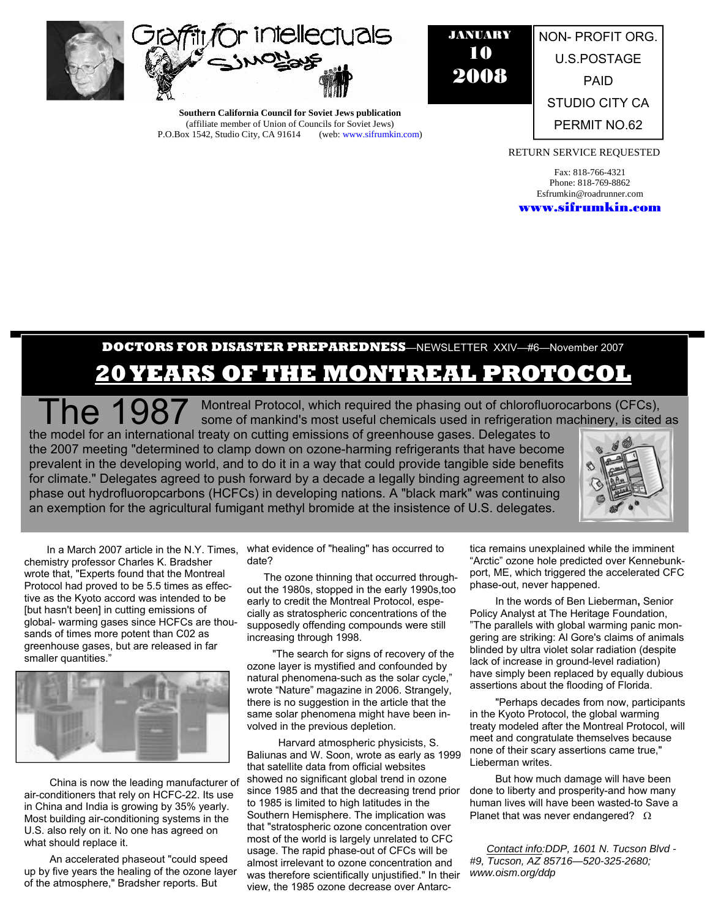# Graffiti for intellectuals

Simon says

**Southern California Council for Soviet Jews publication**
(affiliate member of Union of Councils for Soviet Jews)
P.O.Box 1542, Studio City, CA 91614 (web: www.sifrumkin.com)

**JANUARY 10 2008**

NON- PROFIT ORG.
U.S.POSTAGE
PAID
STUDIO CITY CA
PERMIT NO.62

RETURN SERVICE REQUESTED

Fax: 818-766-4321
Phone: 818-769-8862
Esfrumkin@roadrunner.com
**www.sifrumkin.com**

**DOCTORS FOR DISASTER PREPAREDNESS**—NEWSLETTER XXIV—#6—November 2007

# 20 YEARS OF THE MONTREAL PROTOCOL

The 1987 Montreal Protocol, which required the phasing out of chlorofluorocarbons (CFCs), some of mankind's most useful chemicals used in refrigeration machinery, is cited as the model for an international treaty on cutting emissions of greenhouse gases. Delegates to the 2007 meeting "determined to clamp down on ozone-harming refrigerants that have become prevalent in the developing world, and to do it in a way that could provide tangible side benefits for climate." Delegates agreed to push forward by a decade a legally binding agreement to also phase out hydrofluoropcarbons (HCFCs) in developing nations. A "black mark" was continuing an exemption for the agricultural fumigant methyl bromide at the insistence of U.S. delegates.

In a March 2007 article in the N.Y. Times, chemistry professor Charles K. Bradsher wrote that, "Experts found that the Montreal Protocol had proved to be 5.5 times as effective as the Kyoto accord was intended to be [but hasn't been] in cutting emissions of global- warming gases since HCFCs are thousands of times more potent than C02 as greenhouse gases, but are released in far smaller quantities."

China is now the leading manufacturer of air-conditioners that rely on HCFC-22. Its use in China and India is growing by 35% yearly. Most building air-conditioning systems in the U.S. also rely on it. No one has agreed on what should replace it.

An accelerated phaseout "could speed up by five years the healing of the ozone layer of the atmosphere," Bradsher reports. But what evidence of "healing" has occurred to date?

The ozone thinning that occurred throughout the 1980s, stopped in the early 1990s,too early to credit the Montreal Protocol, especially as stratospheric concentrations of the supposedly offending compounds were still increasing through 1998.

"The search for signs of recovery of the ozone layer is mystified and confounded by natural phenomena-such as the solar cycle," wrote "Nature" magazine in 2006. Strangely, there is no suggestion in the article that the same solar phenomena might have been involved in the previous depletion.

Harvard atmospheric physicists, S. Baliunas and W. Soon, wrote as early as 1999 that satellite data from official websites showed no significant global trend in ozone since 1985 and that the decreasing trend prior to 1985 is limited to high latitudes in the Southern Hemisphere. The implication was that "stratospheric ozone concentration over most of the world is largely unrelated to CFC usage. The rapid phase-out of CFCs will be almost irrelevant to ozone concentration and was therefore scientifically unjustified." In their view, the 1985 ozone decrease over Antarctica remains unexplained while the imminent "Arctic" ozone hole predicted over Kennebunkport, ME, which triggered the accelerated CFC phase-out, never happened.

In the words of Ben Lieberman**,** Senior Policy Analyst at The Heritage Foundation, "The parallels with global warming panic mongering are striking: Al Gore's claims of animals blinded by ultra violet solar radiation (despite lack of increase in ground-level radiation) have simply been replaced by equally dubious assertions about the flooding of Florida.

"Perhaps decades from now, participants in the Kyoto Protocol, the global warming treaty modeled after the Montreal Protocol, will meet and congratulate themselves because none of their scary assertions came true," Lieberman writes.

But how much damage will have been done to liberty and prosperity-and how many human lives will have been wasted-to Save a Planet that was never endangered? Ω

*Contact info:DDP, 1601 N. Tucson Blvd - #9, Tucson, AZ 85716—520-325-2680; www.oism.org/ddp*